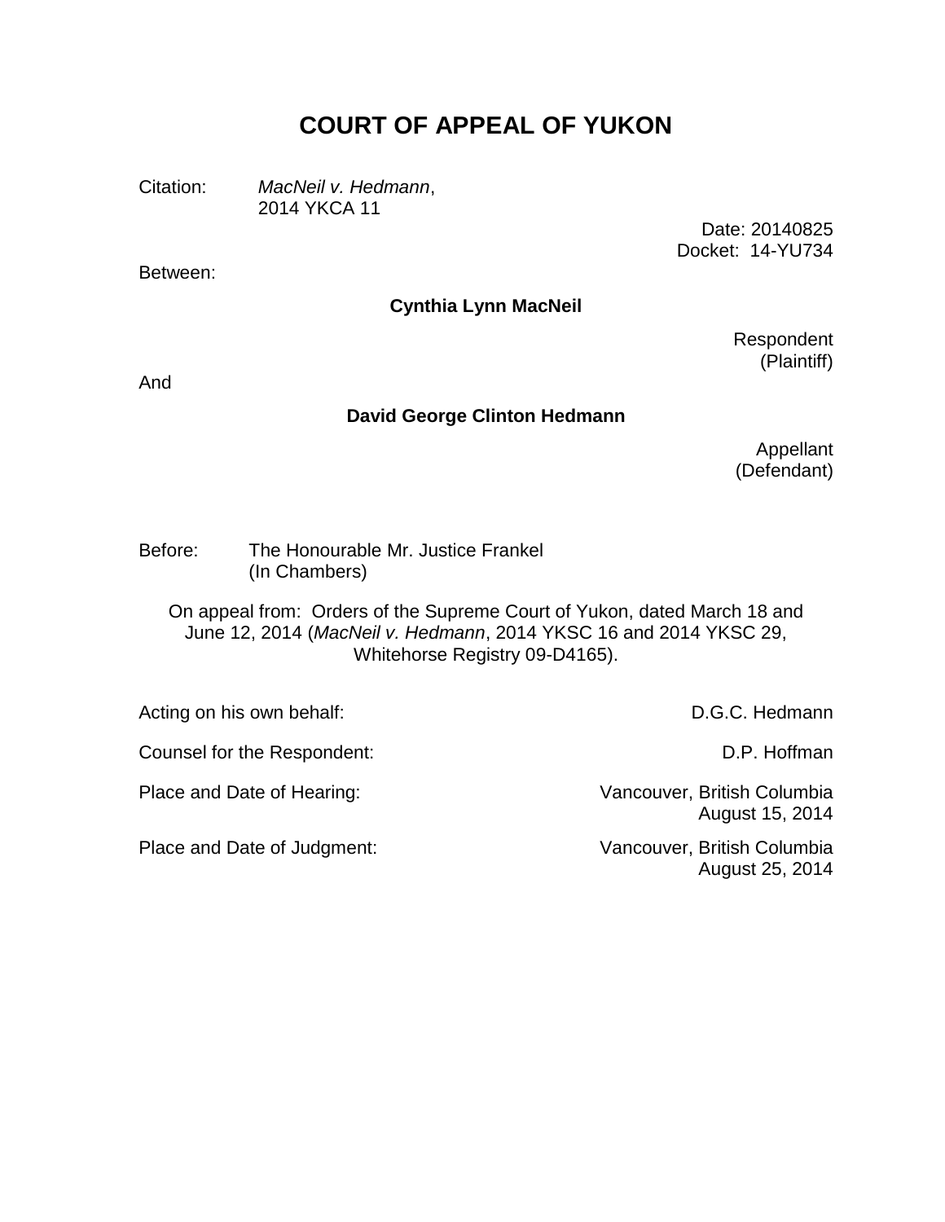# COURT OF APPEAL OF YUKON

Citation: *MacNeil v. Hedmann*,
2014 YKCA 11

Date: 20140825
Docket: 14-YU734

Between:

**Cynthia Lynn MacNeil**

Respondent
(Plaintiff)

And

**David George Clinton Hedmann**

Appellant
(Defendant)

Before: The Honourable Mr. Justice Frankel
(In Chambers)

On appeal from: Orders of the Supreme Court of Yukon, dated March 18 and June 12, 2014 (*MacNeil v. Hedmann*, 2014 YKSC 16 and 2014 YKSC 29, Whitehorse Registry 09-D4165).

Acting on his own behalf: D.G.C. Hedmann

Counsel for the Respondent: D.P. Hoffman

Place and Date of Hearing: Vancouver, British Columbia
August 15, 2014

Place and Date of Judgment: Vancouver, British Columbia
August 25, 2014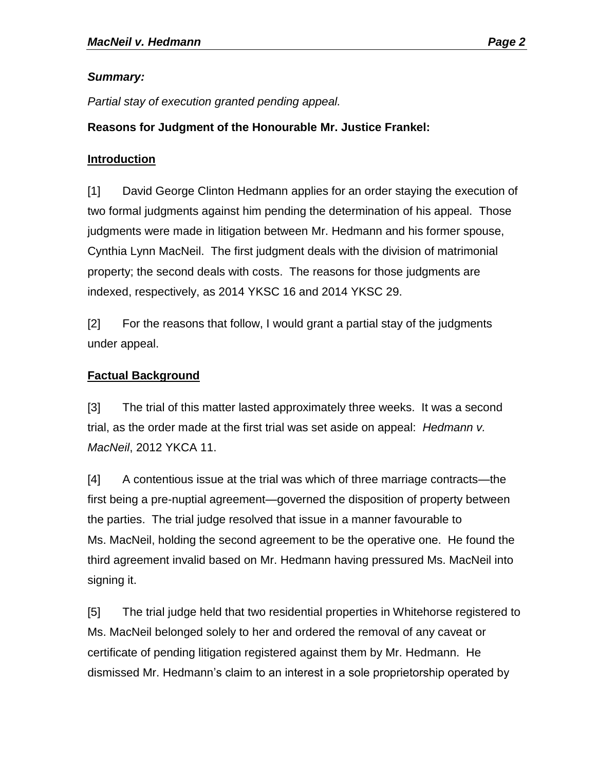***Summary:***

*Partial stay of execution granted pending appeal.*

**Reasons for Judgment of the Honourable Mr. Justice Frankel:**

**Introduction**

[1] David George Clinton Hedmann applies for an order staying the execution of two formal judgments against him pending the determination of his appeal. Those judgments were made in litigation between Mr. Hedmann and his former spouse, Cynthia Lynn MacNeil. The first judgment deals with the division of matrimonial property; the second deals with costs. The reasons for those judgments are indexed, respectively, as 2014 YKSC 16 and 2014 YKSC 29.

[2] For the reasons that follow, I would grant a partial stay of the judgments under appeal.

**Factual Background**

[3] The trial of this matter lasted approximately three weeks. It was a second trial, as the order made at the first trial was set aside on appeal: *Hedmann v. MacNeil*, 2012 YKCA 11.

[4] A contentious issue at the trial was which of three marriage contracts—the first being a pre-nuptial agreement—governed the disposition of property between the parties. The trial judge resolved that issue in a manner favourable to Ms. MacNeil, holding the second agreement to be the operative one. He found the third agreement invalid based on Mr. Hedmann having pressured Ms. MacNeil into signing it.

[5] The trial judge held that two residential properties in Whitehorse registered to Ms. MacNeil belonged solely to her and ordered the removal of any caveat or certificate of pending litigation registered against them by Mr. Hedmann. He dismissed Mr. Hedmann's claim to an interest in a sole proprietorship operated by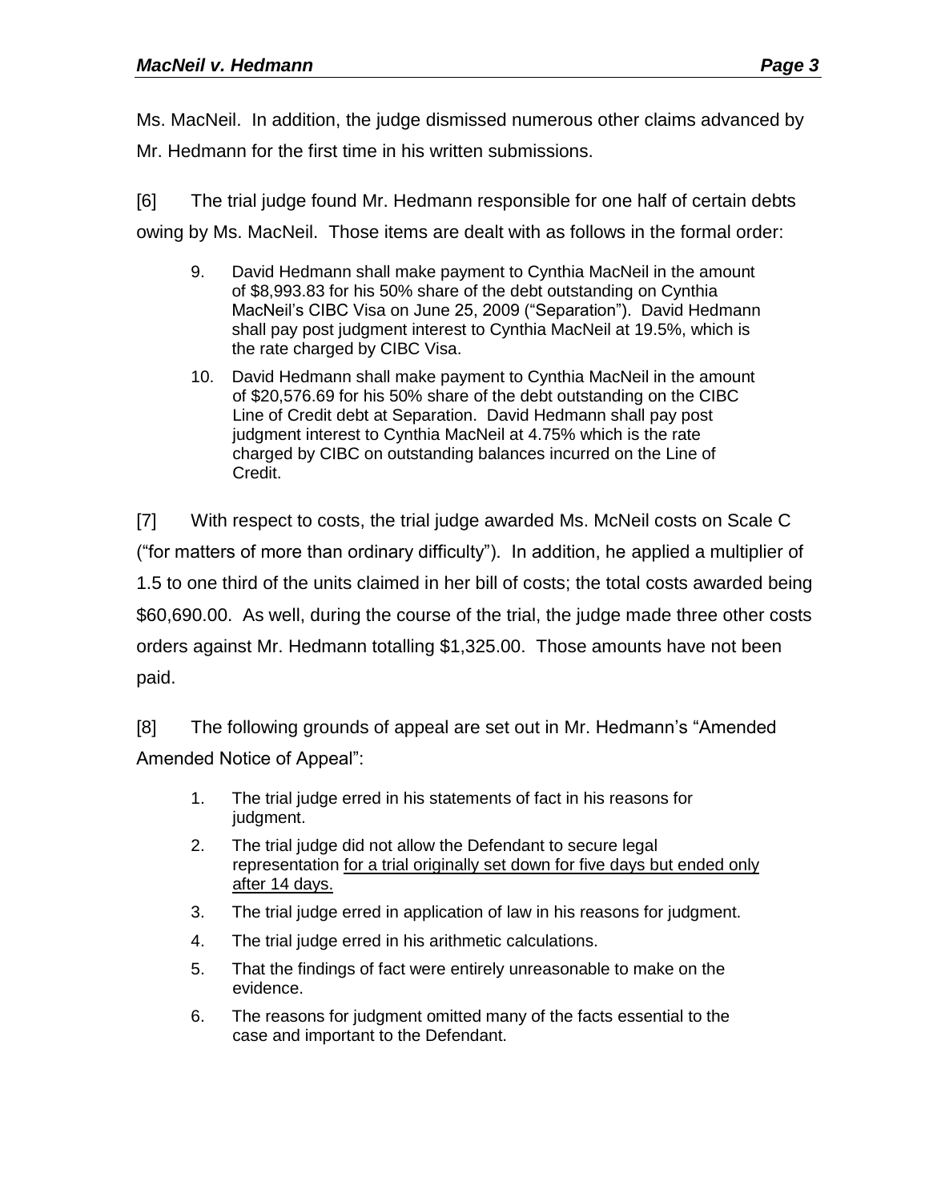Ms. MacNeil. In addition, the judge dismissed numerous other claims advanced by Mr. Hedmann for the first time in his written submissions.

[6] The trial judge found Mr. Hedmann responsible for one half of certain debts owing by Ms. MacNeil. Those items are dealt with as follows in the formal order:

> 9. David Hedmann shall make payment to Cynthia MacNeil in the amount of $8,993.83 for his 50% share of the debt outstanding on Cynthia MacNeil's CIBC Visa on June 25, 2009 ("Separation"). David Hedmann shall pay post judgment interest to Cynthia MacNeil at 19.5%, which is the rate charged by CIBC Visa.
>
> 10. David Hedmann shall make payment to Cynthia MacNeil in the amount of $20,576.69 for his 50% share of the debt outstanding on the CIBC Line of Credit debt at Separation. David Hedmann shall pay post judgment interest to Cynthia MacNeil at 4.75% which is the rate charged by CIBC on outstanding balances incurred on the Line of Credit.

[7] With respect to costs, the trial judge awarded Ms. McNeil costs on Scale C ("for matters of more than ordinary difficulty"). In addition, he applied a multiplier of 1.5 to one third of the units claimed in her bill of costs; the total costs awarded being $60,690.00. As well, during the course of the trial, the judge made three other costs orders against Mr. Hedmann totalling $1,325.00. Those amounts have not been paid.

[8] The following grounds of appeal are set out in Mr. Hedmann's "Amended Amended Notice of Appeal":

> 1. The trial judge erred in his statements of fact in his reasons for judgment.
> 2. The trial judge did not allow the Defendant to secure legal representation <u>for a trial originally set down for five days but ended only after 14 days.</u>
> 3. The trial judge erred in application of law in his reasons for judgment.
> 4. The trial judge erred in his arithmetic calculations.
> 5. That the findings of fact were entirely unreasonable to make on the evidence.
> 6. The reasons for judgment omitted many of the facts essential to the case and important to the Defendant.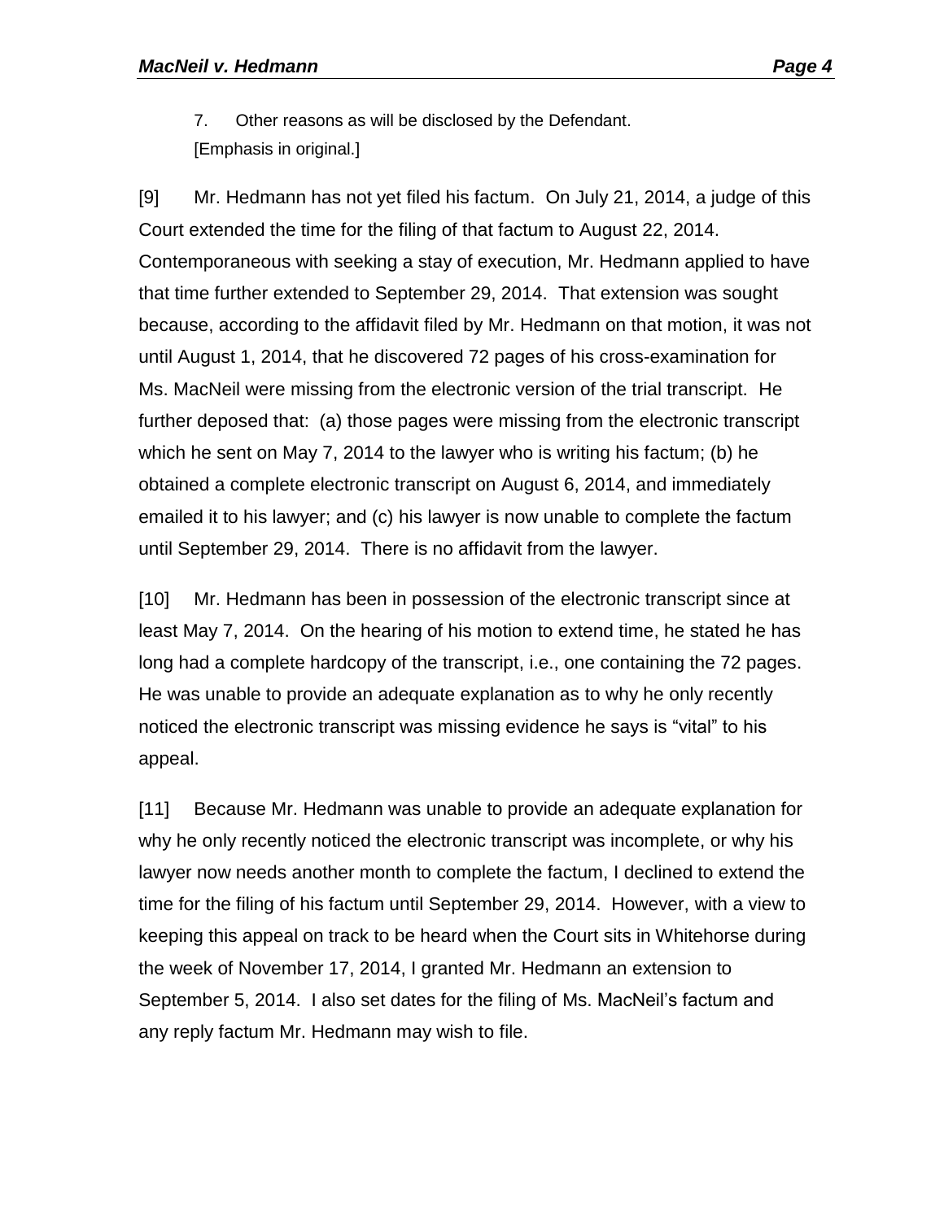7. Other reasons as will be disclosed by the Defendant.

[Emphasis in original.]

[9] Mr. Hedmann has not yet filed his factum. On July 21, 2014, a judge of this Court extended the time for the filing of that factum to August 22, 2014. Contemporaneous with seeking a stay of execution, Mr. Hedmann applied to have that time further extended to September 29, 2014. That extension was sought because, according to the affidavit filed by Mr. Hedmann on that motion, it was not until August 1, 2014, that he discovered 72 pages of his cross-examination for Ms. MacNeil were missing from the electronic version of the trial transcript. He further deposed that: (a) those pages were missing from the electronic transcript which he sent on May 7, 2014 to the lawyer who is writing his factum; (b) he obtained a complete electronic transcript on August 6, 2014, and immediately emailed it to his lawyer; and (c) his lawyer is now unable to complete the factum until September 29, 2014. There is no affidavit from the lawyer.

[10] Mr. Hedmann has been in possession of the electronic transcript since at least May 7, 2014. On the hearing of his motion to extend time, he stated he has long had a complete hardcopy of the transcript, i.e., one containing the 72 pages. He was unable to provide an adequate explanation as to why he only recently noticed the electronic transcript was missing evidence he says is "vital" to his appeal.

[11] Because Mr. Hedmann was unable to provide an adequate explanation for why he only recently noticed the electronic transcript was incomplete, or why his lawyer now needs another month to complete the factum, I declined to extend the time for the filing of his factum until September 29, 2014. However, with a view to keeping this appeal on track to be heard when the Court sits in Whitehorse during the week of November 17, 2014, I granted Mr. Hedmann an extension to September 5, 2014. I also set dates for the filing of Ms. MacNeil's factum and any reply factum Mr. Hedmann may wish to file.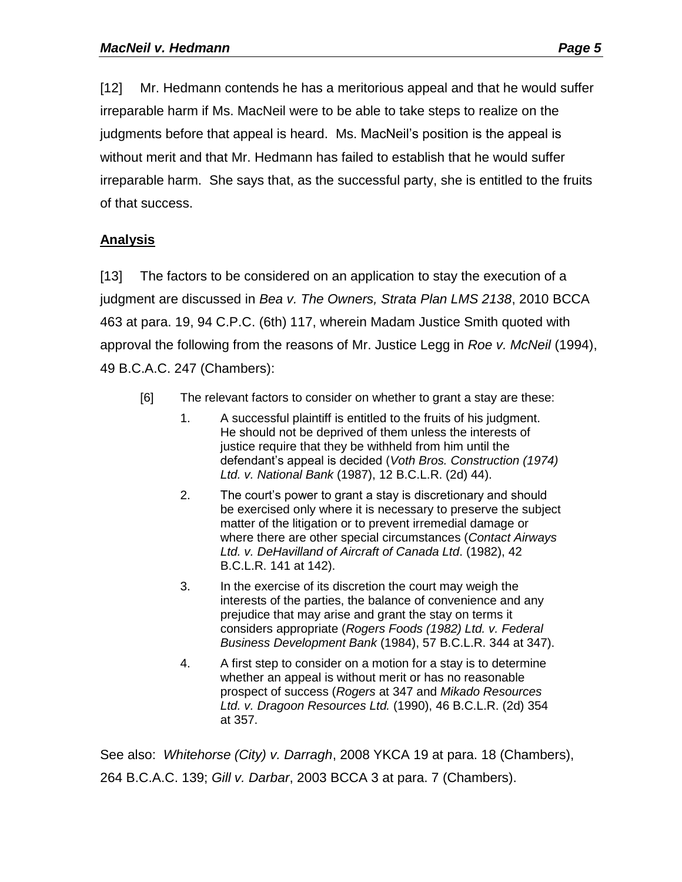[12] Mr. Hedmann contends he has a meritorious appeal and that he would suffer irreparable harm if Ms. MacNeil were to be able to take steps to realize on the judgments before that appeal is heard. Ms. MacNeil's position is the appeal is without merit and that Mr. Hedmann has failed to establish that he would suffer irreparable harm. She says that, as the successful party, she is entitled to the fruits of that success.

## Analysis

[13] The factors to be considered on an application to stay the execution of a judgment are discussed in *Bea v. The Owners, Strata Plan LMS 2138*, 2010 BCCA 463 at para. 19, 94 C.P.C. (6th) 117, wherein Madam Justice Smith quoted with approval the following from the reasons of Mr. Justice Legg in *Roe v. McNeil* (1994), 49 B.C.A.C. 247 (Chambers):

> [6] The relevant factors to consider on whether to grant a stay are these:
>
> 1. A successful plaintiff is entitled to the fruits of his judgment. He should not be deprived of them unless the interests of justice require that they be withheld from him until the defendant's appeal is decided (*Voth Bros. Construction (1974) Ltd. v. National Bank* (1987), 12 B.C.L.R. (2d) 44).
> 2. The court's power to grant a stay is discretionary and should be exercised only where it is necessary to preserve the subject matter of the litigation or to prevent irremedial damage or where there are other special circumstances (*Contact Airways Ltd. v. DeHavilland of Aircraft of Canada Ltd*. (1982), 42 B.C.L.R. 141 at 142).
> 3. In the exercise of its discretion the court may weigh the interests of the parties, the balance of convenience and any prejudice that may arise and grant the stay on terms it considers appropriate (*Rogers Foods (1982) Ltd. v. Federal Business Development Bank* (1984), 57 B.C.L.R. 344 at 347).
> 4. A first step to consider on a motion for a stay is to determine whether an appeal is without merit or has no reasonable prospect of success (*Rogers* at 347 and *Mikado Resources Ltd. v. Dragoon Resources Ltd.* (1990), 46 B.C.L.R. (2d) 354 at 357.

See also: *Whitehorse (City) v. Darragh*, 2008 YKCA 19 at para. 18 (Chambers), 264 B.C.A.C. 139; *Gill v. Darbar*, 2003 BCCA 3 at para. 7 (Chambers).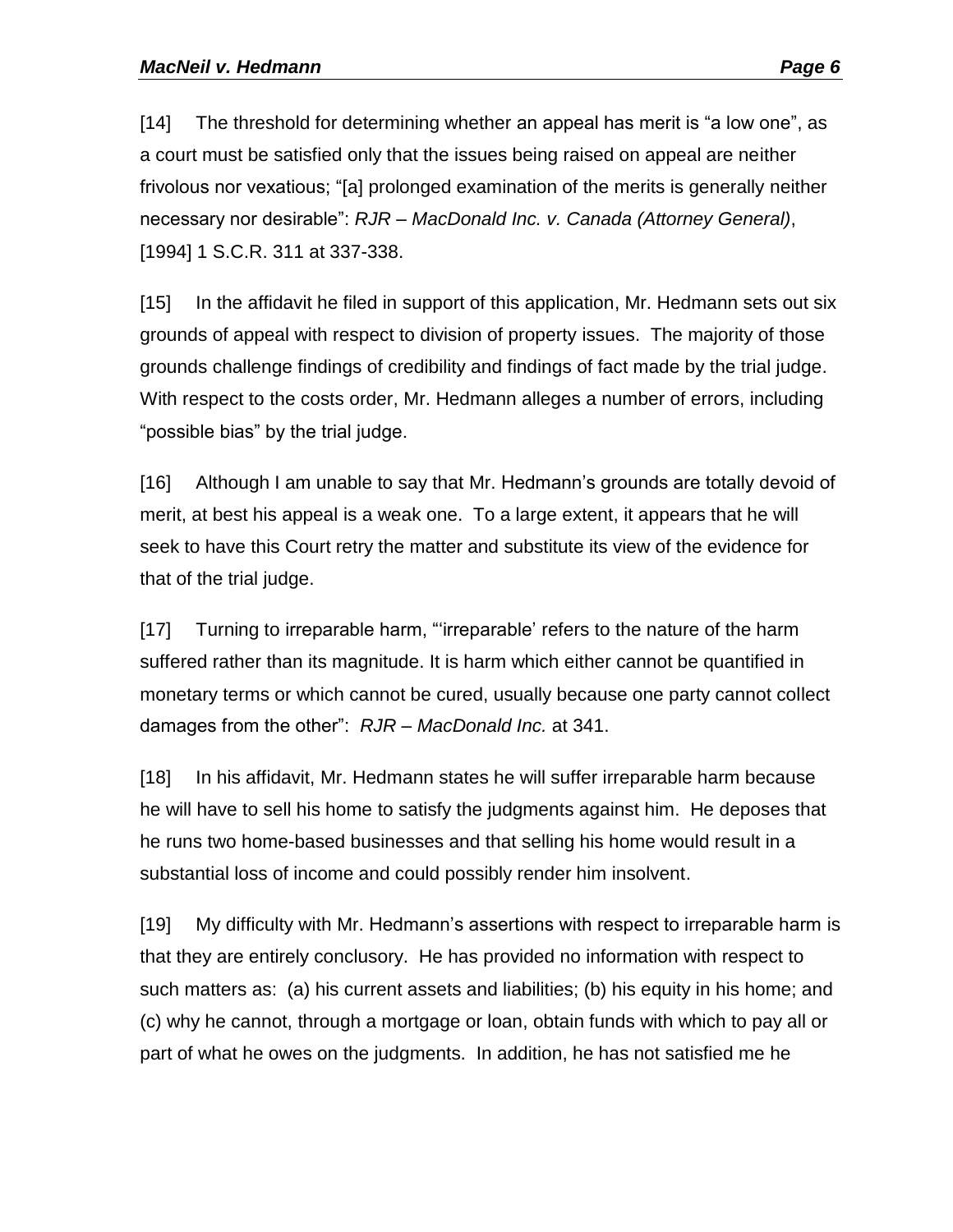[14] The threshold for determining whether an appeal has merit is "a low one", as a court must be satisfied only that the issues being raised on appeal are neither frivolous nor vexatious; "[a] prolonged examination of the merits is generally neither necessary nor desirable": *RJR – MacDonald Inc. v. Canada (Attorney General)*, [1994] 1 S.C.R. 311 at 337-338.

[15] In the affidavit he filed in support of this application, Mr. Hedmann sets out six grounds of appeal with respect to division of property issues. The majority of those grounds challenge findings of credibility and findings of fact made by the trial judge. With respect to the costs order, Mr. Hedmann alleges a number of errors, including "possible bias" by the trial judge.

[16] Although I am unable to say that Mr. Hedmann's grounds are totally devoid of merit, at best his appeal is a weak one. To a large extent, it appears that he will seek to have this Court retry the matter and substitute its view of the evidence for that of the trial judge.

[17] Turning to irreparable harm, "'irreparable' refers to the nature of the harm suffered rather than its magnitude. It is harm which either cannot be quantified in monetary terms or which cannot be cured, usually because one party cannot collect damages from the other": *RJR – MacDonald Inc.* at 341.

[18] In his affidavit, Mr. Hedmann states he will suffer irreparable harm because he will have to sell his home to satisfy the judgments against him. He deposes that he runs two home-based businesses and that selling his home would result in a substantial loss of income and could possibly render him insolvent.

[19] My difficulty with Mr. Hedmann's assertions with respect to irreparable harm is that they are entirely conclusory. He has provided no information with respect to such matters as: (a) his current assets and liabilities; (b) his equity in his home; and (c) why he cannot, through a mortgage or loan, obtain funds with which to pay all or part of what he owes on the judgments. In addition, he has not satisfied me he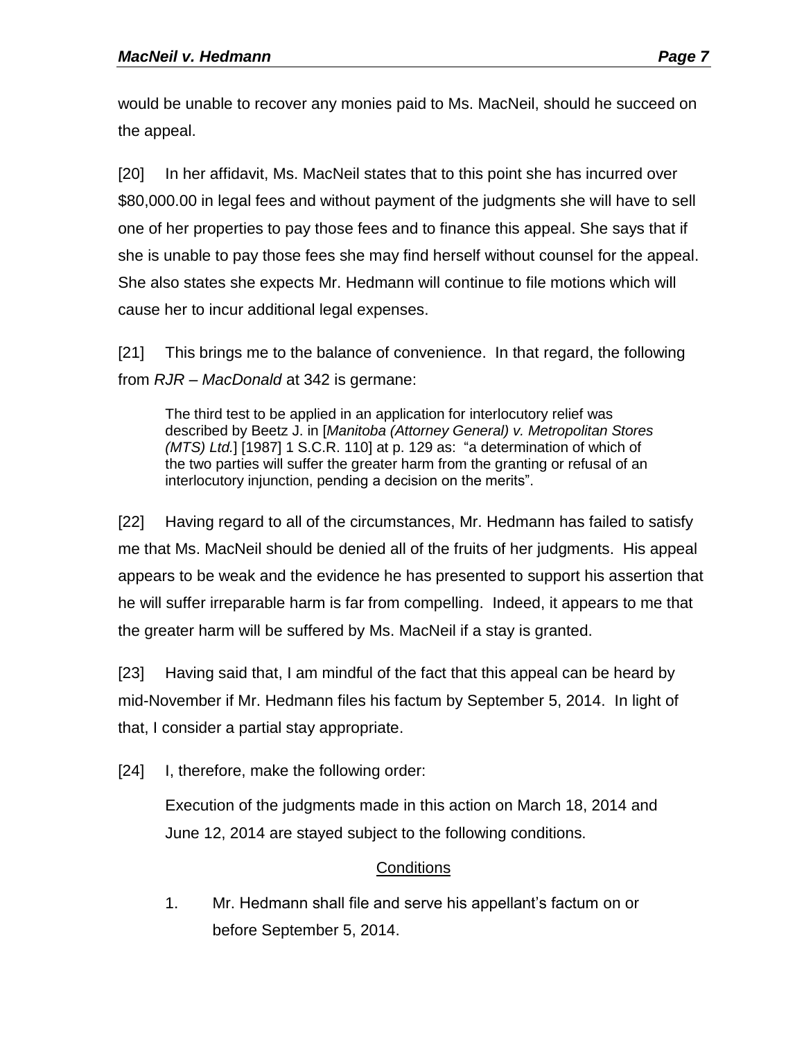would be unable to recover any monies paid to Ms. MacNeil, should he succeed on the appeal.

[20] In her affidavit, Ms. MacNeil states that to this point she has incurred over $80,000.00 in legal fees and without payment of the judgments she will have to sell one of her properties to pay those fees and to finance this appeal. She says that if she is unable to pay those fees she may find herself without counsel for the appeal. She also states she expects Mr. Hedmann will continue to file motions which will cause her to incur additional legal expenses.

[21] This brings me to the balance of convenience. In that regard, the following from *RJR – MacDonald* at 342 is germane:

> The third test to be applied in an application for interlocutory relief was described by Beetz J. in [*Manitoba (Attorney General) v. Metropolitan Stores (MTS) Ltd.*] [1987] 1 S.C.R. 110] at p. 129 as: "a determination of which of the two parties will suffer the greater harm from the granting or refusal of an interlocutory injunction, pending a decision on the merits".

[22] Having regard to all of the circumstances, Mr. Hedmann has failed to satisfy me that Ms. MacNeil should be denied all of the fruits of her judgments. His appeal appears to be weak and the evidence he has presented to support his assertion that he will suffer irreparable harm is far from compelling. Indeed, it appears to me that the greater harm will be suffered by Ms. MacNeil if a stay is granted.

[23] Having said that, I am mindful of the fact that this appeal can be heard by mid-November if Mr. Hedmann files his factum by September 5, 2014. In light of that, I consider a partial stay appropriate.

[24] I, therefore, make the following order:

Execution of the judgments made in this action on March 18, 2014 and June 12, 2014 are stayed subject to the following conditions.

<u>Conditions</u>

1. Mr. Hedmann shall file and serve his appellant's factum on or before September 5, 2014.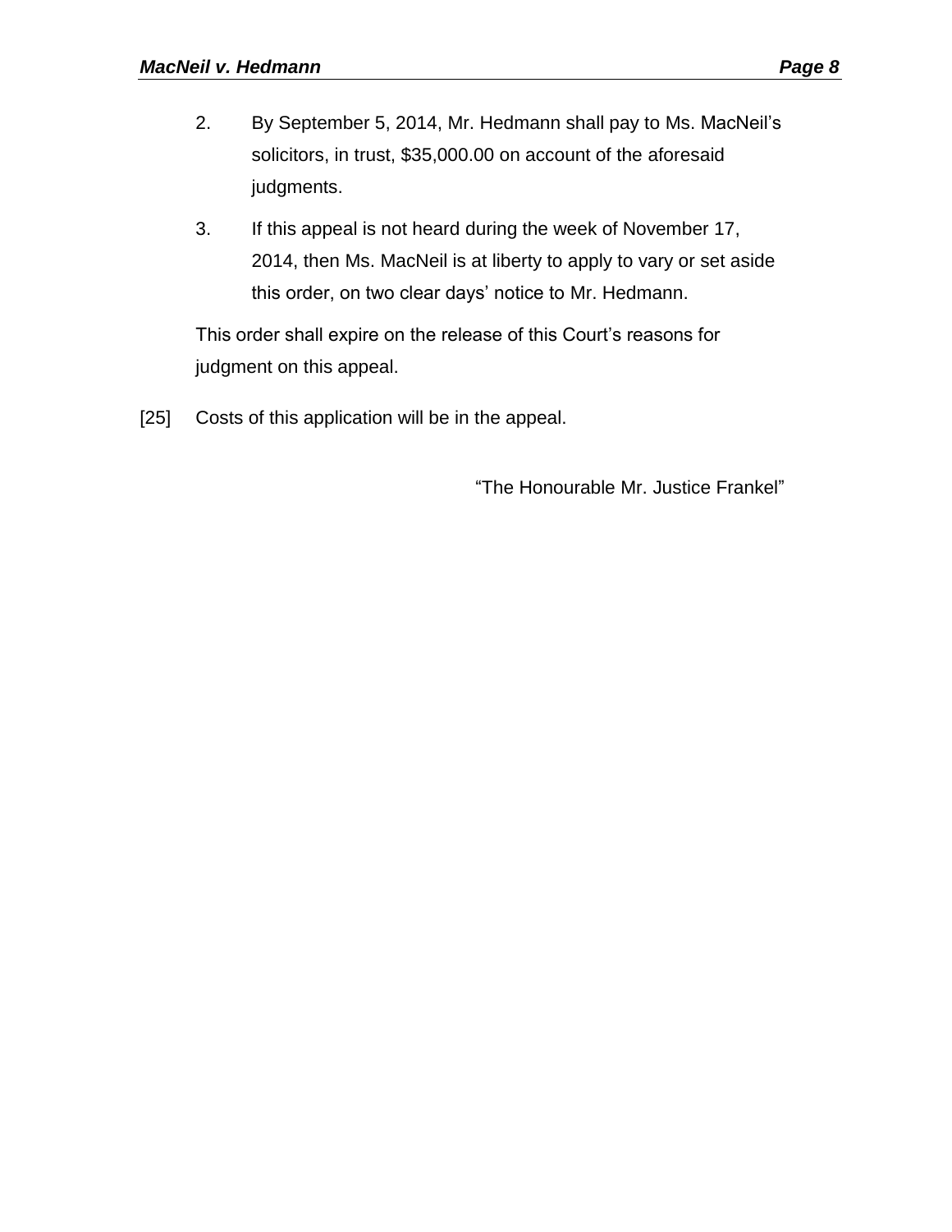2. By September 5, 2014, Mr. Hedmann shall pay to Ms. MacNeil's solicitors, in trust, $35,000.00 on account of the aforesaid judgments.

3. If this appeal is not heard during the week of November 17, 2014, then Ms. MacNeil is at liberty to apply to vary or set aside this order, on two clear days' notice to Mr. Hedmann.

This order shall expire on the release of this Court's reasons for judgment on this appeal.

[25] Costs of this application will be in the appeal.

"The Honourable Mr. Justice Frankel"